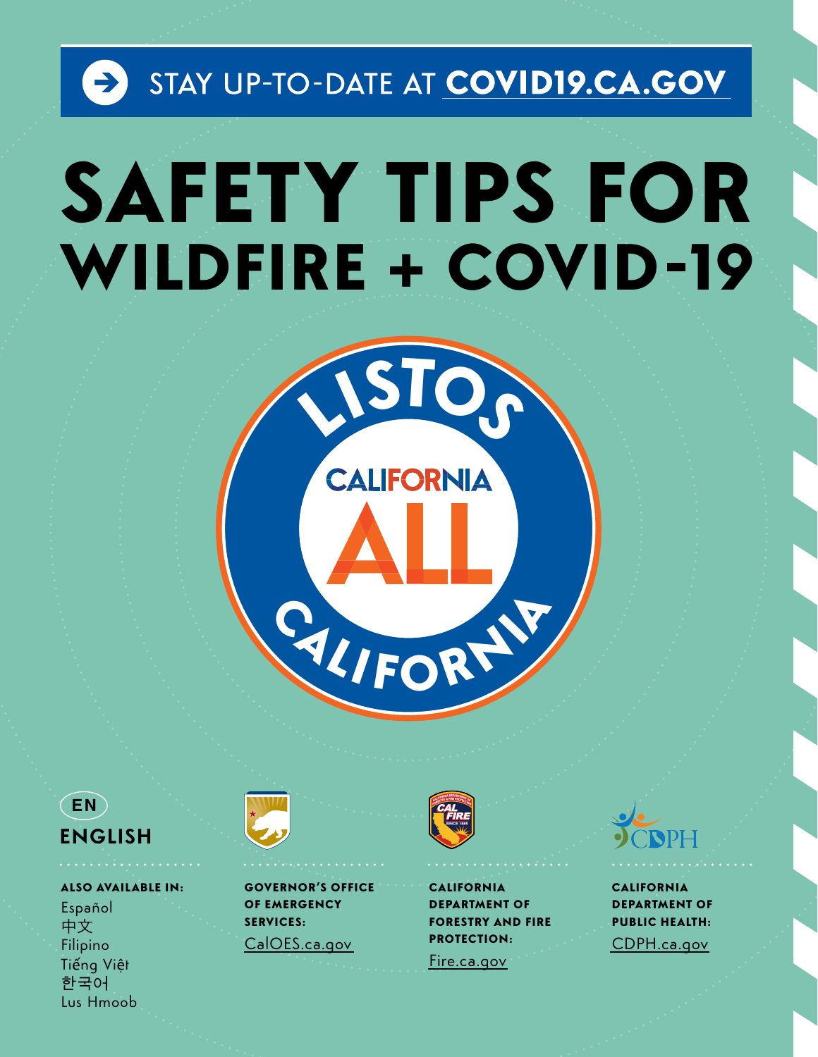STAY UP-TO-DATE AT **COVID19.CA.GOV**

# SAFETY TIPS FOR WILDFIRE + COVID-19

LISTOS CALIFORNIA

CALIFORNIA ALL

EN
**ENGLISH**

**ALSO AVAILABLE IN:**

Español
中文
Filipino
Tiếng Việt
한국어
Lus Hmoob

**GOVERNOR'S OFFICE OF EMERGENCY SERVICES:**
CalOES.ca.gov

**CALIFORNIA DEPARTMENT OF FORESTRY AND FIRE PROTECTION:**
Fire.ca.gov

**CALIFORNIA DEPARTMENT OF PUBLIC HEALTH:**
CDPH.ca.gov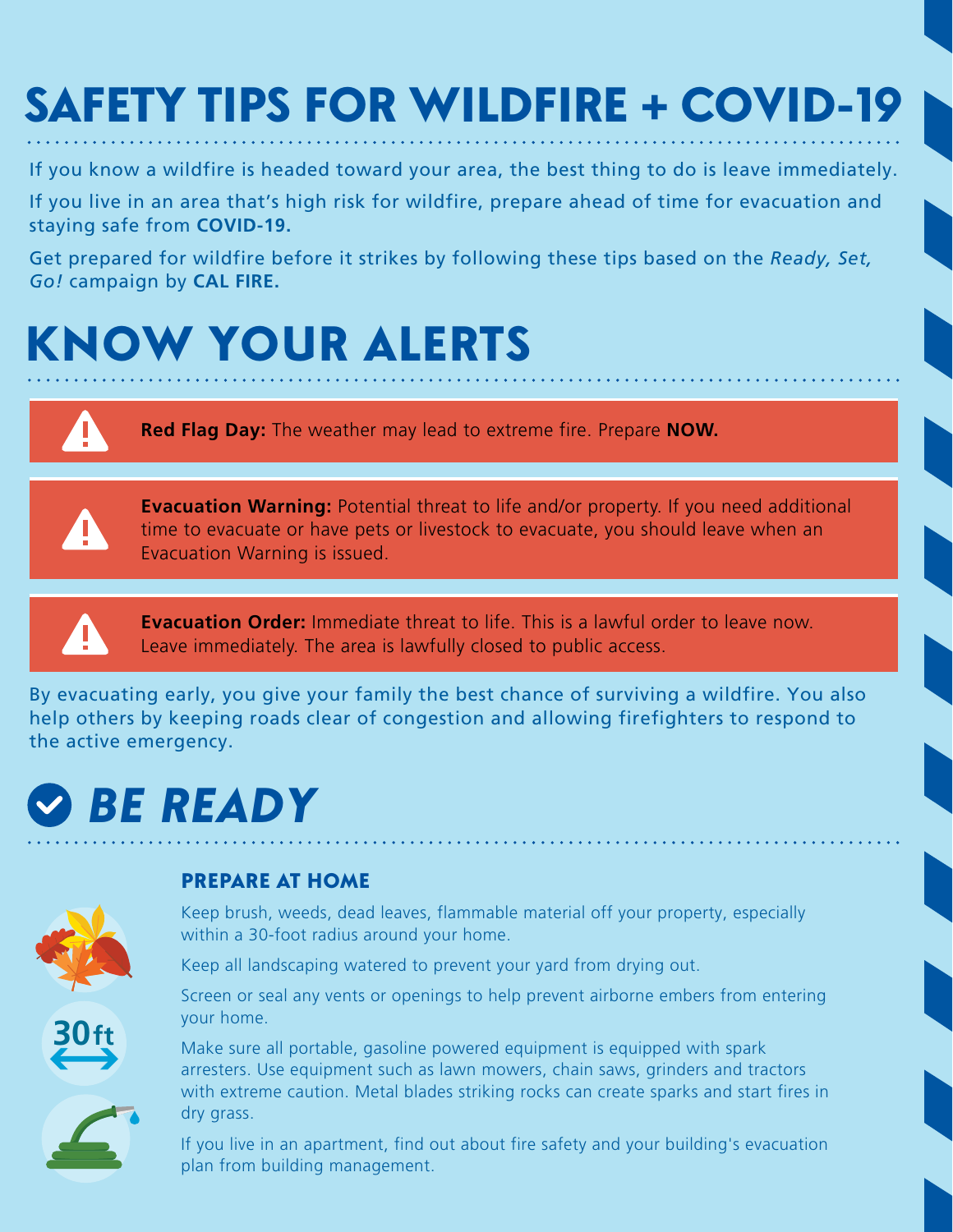# SAFETY TIPS FOR WILDFIRE + COVID-19

If you know a wildfire is headed toward your area, the best thing to do is leave immediately.

If you live in an area that's high risk for wildfire, prepare ahead of time for evacuation and staying safe from **COVID-19.**

Get prepared for wildfire before it strikes by following these tips based on the *Ready, Set, Go!* campaign by **CAL FIRE.**

# KNOW YOUR ALERTS

**Red Flag Day:** The weather may lead to extreme fire. Prepare **NOW.**

**Evacuation Warning:** Potential threat to life and/or property. If you need additional time to evacuate or have pets or livestock to evacuate, you should leave when an Evacuation Warning is issued.

**Evacuation Order:** Immediate threat to life. This is a lawful order to leave now. Leave immediately. The area is lawfully closed to public access.

By evacuating early, you give your family the best chance of surviving a wildfire. You also help others by keeping roads clear of congestion and allowing firefighters to respond to the active emergency.

# *BE READY*

### PREPARE AT HOME

Keep brush, weeds, dead leaves, flammable material off your property, especially within a 30-foot radius around your home.

Keep all landscaping watered to prevent your yard from drying out.

Screen or seal any vents or openings to help prevent airborne embers from entering your home.

Make sure all portable, gasoline powered equipment is equipped with spark arresters. Use equipment such as lawn mowers, chain saws, grinders and tractors with extreme caution. Metal blades striking rocks can create sparks and start fires in dry grass.

If you live in an apartment, find out about fire safety and your building's evacuation plan from building management.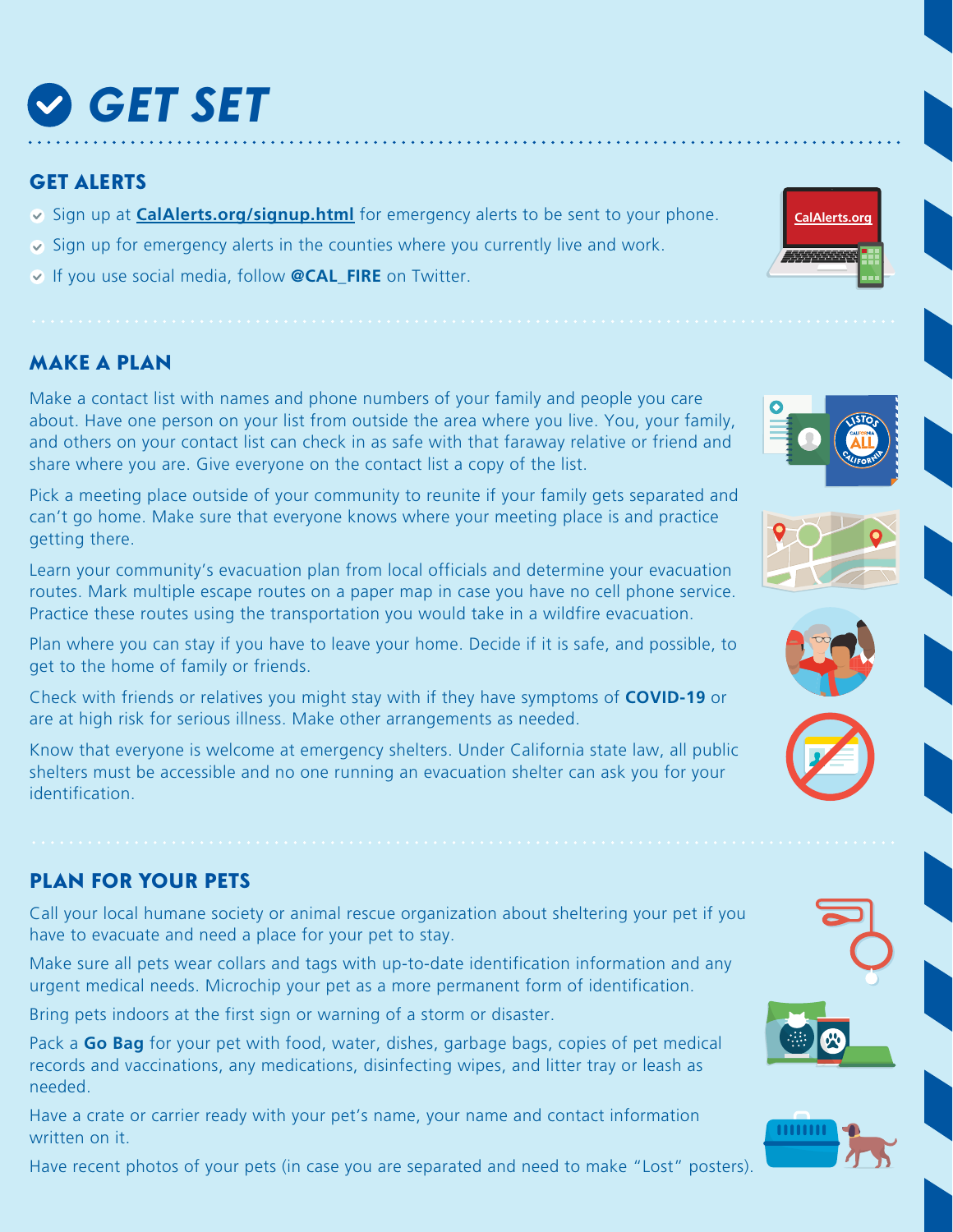# GET SET

## GET ALERTS

- Sign up at **[CalAlerts.org/signup.html](CalAlerts.org/signup.html)** for emergency alerts to be sent to your phone.
- Sign up for emergency alerts in the counties where you currently live and work.
- If you use social media, follow **@CAL_FIRE** on Twitter.

## MAKE A PLAN

Make a contact list with names and phone numbers of your family and people you care about. Have one person on your list from outside the area where you live. You, your family, and others on your contact list can check in as safe with that faraway relative or friend and share where you are. Give everyone on the contact list a copy of the list.

Pick a meeting place outside of your community to reunite if your family gets separated and can't go home. Make sure that everyone knows where your meeting place is and practice getting there.

Learn your community's evacuation plan from local officials and determine your evacuation routes. Mark multiple escape routes on a paper map in case you have no cell phone service. Practice these routes using the transportation you would take in a wildfire evacuation.

Plan where you can stay if you have to leave your home. Decide if it is safe, and possible, to get to the home of family or friends.

Check with friends or relatives you might stay with if they have symptoms of **COVID-19** or are at high risk for serious illness. Make other arrangements as needed.

Know that everyone is welcome at emergency shelters. Under California state law, all public shelters must be accessible and no one running an evacuation shelter can ask you for your identification.

## PLAN FOR YOUR PETS

Call your local humane society or animal rescue organization about sheltering your pet if you have to evacuate and need a place for your pet to stay.

Make sure all pets wear collars and tags with up-to-date identification information and any urgent medical needs. Microchip your pet as a more permanent form of identification.

Bring pets indoors at the first sign or warning of a storm or disaster.

Pack a **Go Bag** for your pet with food, water, dishes, garbage bags, copies of pet medical records and vaccinations, any medications, disinfecting wipes, and litter tray or leash as needed.

Have a crate or carrier ready with your pet's name, your name and contact information written on it.

Have recent photos of your pets (in case you are separated and need to make "Lost" posters).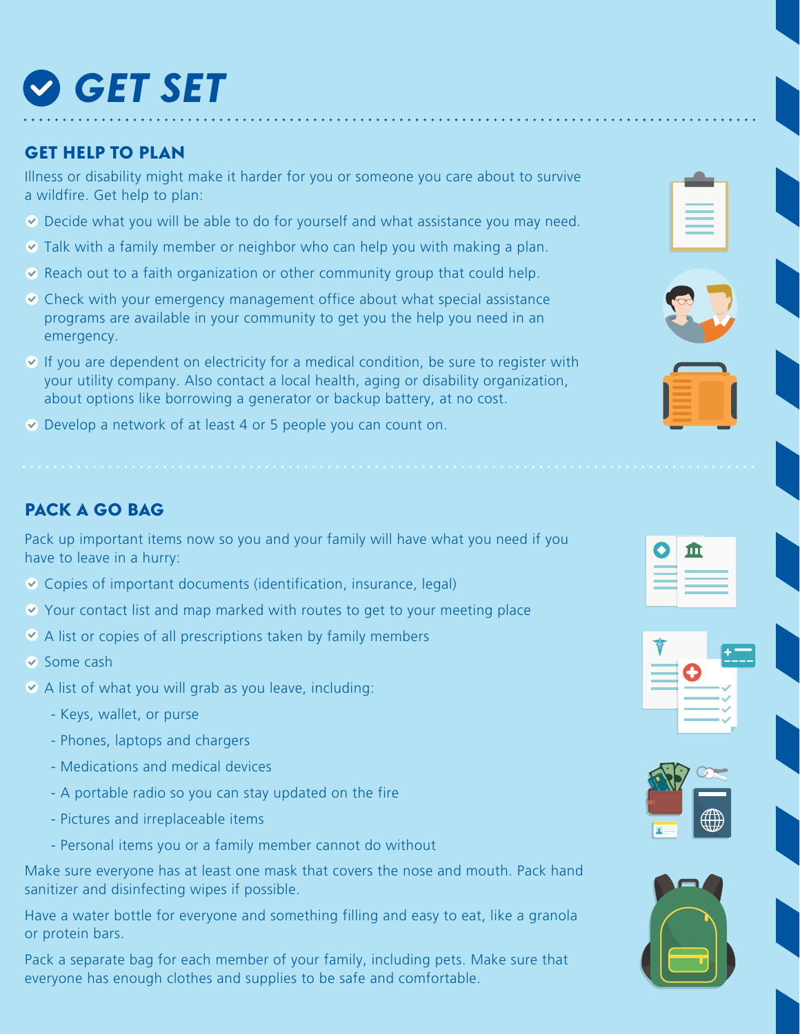# GET SET

## GET HELP TO PLAN

Illness or disability might make it harder for you or someone you care about to survive a wildfire. Get help to plan:

- Decide what you will be able to do for yourself and what assistance you may need.
- Talk with a family member or neighbor who can help you with making a plan.
- Reach out to a faith organization or other community group that could help.
- Check with your emergency management office about what special assistance programs are available in your community to get you the help you need in an emergency.
- If you are dependent on electricity for a medical condition, be sure to register with your utility company. Also contact a local health, aging or disability organization, about options like borrowing a generator or backup battery, at no cost.
- Develop a network of at least 4 or 5 people you can count on.

## PACK A GO BAG

Pack up important items now so you and your family will have what you need if you have to leave in a hurry:

- Copies of important documents (identification, insurance, legal)
- Your contact list and map marked with routes to get to your meeting place
- A list or copies of all prescriptions taken by family members
- Some cash
- A list of what you will grab as you leave, including:
  - Keys, wallet, or purse
  - Phones, laptops and chargers
  - Medications and medical devices
  - A portable radio so you can stay updated on the fire
  - Pictures and irreplaceable items
  - Personal items you or a family member cannot do without

Make sure everyone has at least one mask that covers the nose and mouth. Pack hand sanitizer and disinfecting wipes if possible.

Have a water bottle for everyone and something filling and easy to eat, like a granola or protein bars.

Pack a separate bag for each member of your family, including pets. Make sure that everyone has enough clothes and supplies to be safe and comfortable.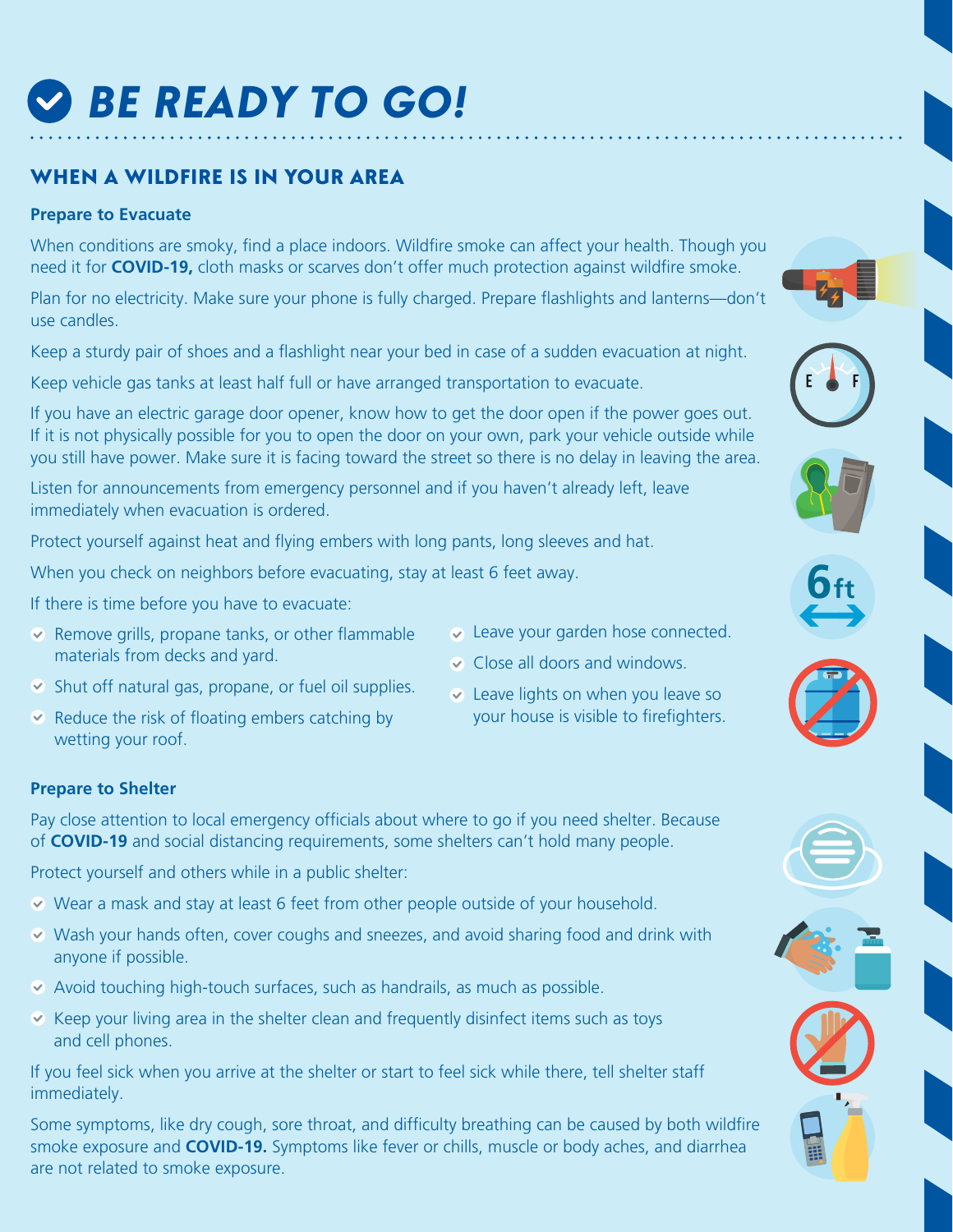# BE READY TO GO!

## WHEN A WILDFIRE IS IN YOUR AREA

### Prepare to Evacuate

When conditions are smoky, find a place indoors. Wildfire smoke can affect your health. Though you need it for **COVID-19,** cloth masks or scarves don't offer much protection against wildfire smoke.

Plan for no electricity. Make sure your phone is fully charged. Prepare flashlights and lanterns—don't use candles.

Keep a sturdy pair of shoes and a flashlight near your bed in case of a sudden evacuation at night.

Keep vehicle gas tanks at least half full or have arranged transportation to evacuate.

If you have an electric garage door opener, know how to get the door open if the power goes out. If it is not physically possible for you to open the door on your own, park your vehicle outside while you still have power. Make sure it is facing toward the street so there is no delay in leaving the area.

Listen for announcements from emergency personnel and if you haven't already left, leave immediately when evacuation is ordered.

Protect yourself against heat and flying embers with long pants, long sleeves and hat.

When you check on neighbors before evacuating, stay at least 6 feet away.

If there is time before you have to evacuate:

- Remove grills, propane tanks, or other flammable materials from decks and yard.
- Shut off natural gas, propane, or fuel oil supplies.
- Reduce the risk of floating embers catching by wetting your roof.
- Leave your garden hose connected.
- Close all doors and windows.
- Leave lights on when you leave so your house is visible to firefighters.

### Prepare to Shelter

Pay close attention to local emergency officials about where to go if you need shelter. Because of **COVID-19** and social distancing requirements, some shelters can't hold many people.

Protect yourself and others while in a public shelter:

- Wear a mask and stay at least 6 feet from other people outside of your household.
- Wash your hands often, cover coughs and sneezes, and avoid sharing food and drink with anyone if possible.
- Avoid touching high-touch surfaces, such as handrails, as much as possible.
- Keep your living area in the shelter clean and frequently disinfect items such as toys and cell phones.

If you feel sick when you arrive at the shelter or start to feel sick while there, tell shelter staff immediately.

Some symptoms, like dry cough, sore throat, and difficulty breathing can be caused by both wildfire smoke exposure and **COVID-19.** Symptoms like fever or chills, muscle or body aches, and diarrhea are not related to smoke exposure.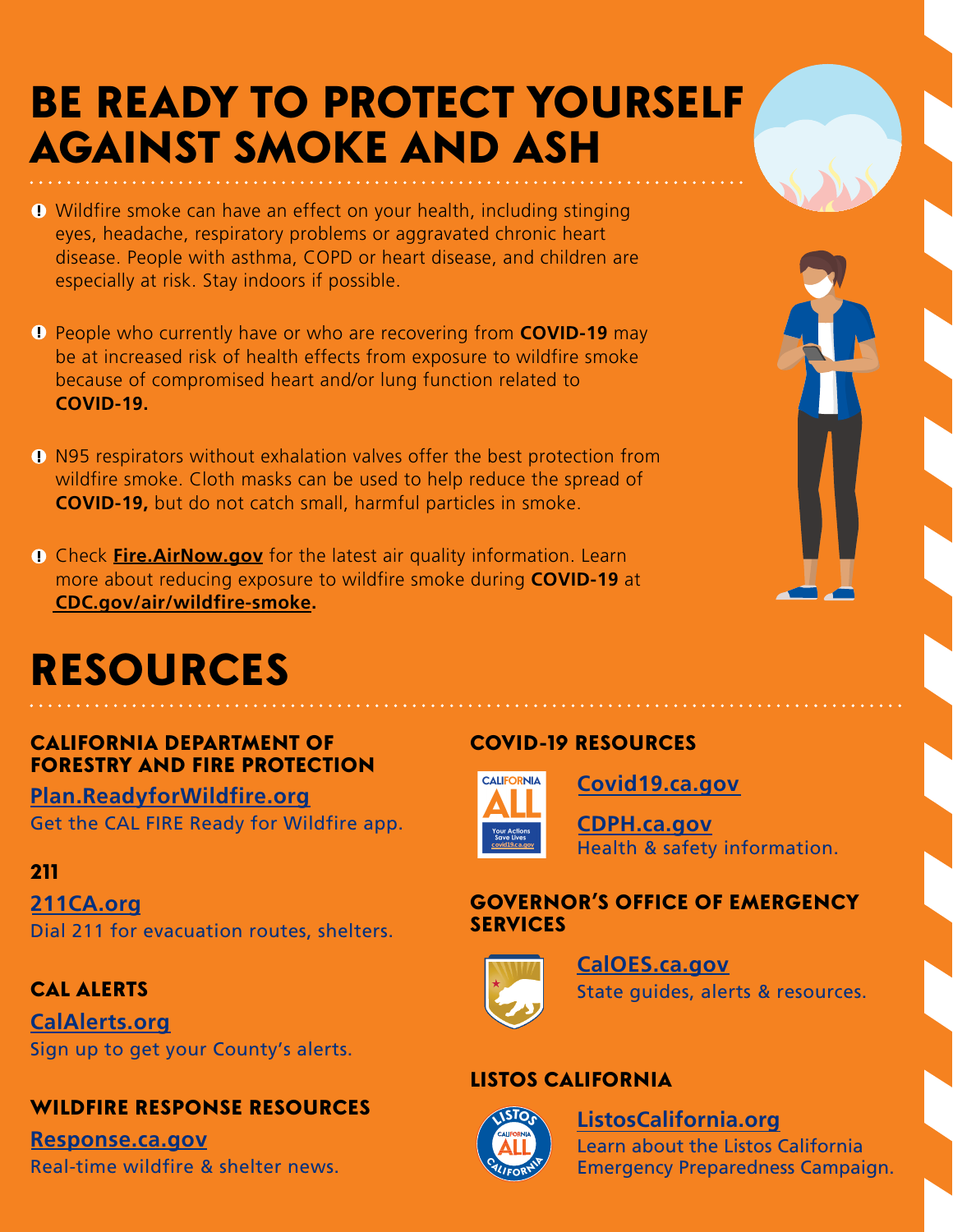# BE READY TO PROTECT YOURSELF AGAINST SMOKE AND ASH

- Wildfire smoke can have an effect on your health, including stinging eyes, headache, respiratory problems or aggravated chronic heart disease. People with asthma, COPD or heart disease, and children are especially at risk. Stay indoors if possible.
- People who currently have or who are recovering from **COVID-19** may be at increased risk of health effects from exposure to wildfire smoke because of compromised heart and/or lung function related to **COVID-19.**
- N95 respirators without exhalation valves offer the best protection from wildfire smoke. Cloth masks can be used to help reduce the spread of **COVID-19,** but do not catch small, harmful particles in smoke.
- Check **Fire.AirNow.gov** for the latest air quality information. Learn more about reducing exposure to wildfire smoke during **COVID-19** at **CDC.gov/air/wildfire-smoke.**

# RESOURCES

### CALIFORNIA DEPARTMENT OF FORESTRY AND FIRE PROTECTION

**Plan.ReadyforWildfire.org**
Get the CAL FIRE Ready for Wildfire app.

### 211

**211CA.org**
Dial 211 for evacuation routes, shelters.

### CAL ALERTS

**CalAlerts.org**
Sign up to get your County's alerts.

### WILDFIRE RESPONSE RESOURCES

**Response.ca.gov**
Real-time wildfire & shelter news.

### COVID-19 RESOURCES

**Covid19.ca.gov**

**CDPH.ca.gov**
Health & safety information.

### GOVERNOR'S OFFICE OF EMERGENCY SERVICES

**CalOES.ca.gov**
State guides, alerts & resources.

### LISTOS CALIFORNIA

**ListosCalifornia.org**
Learn about the Listos California Emergency Preparedness Campaign.